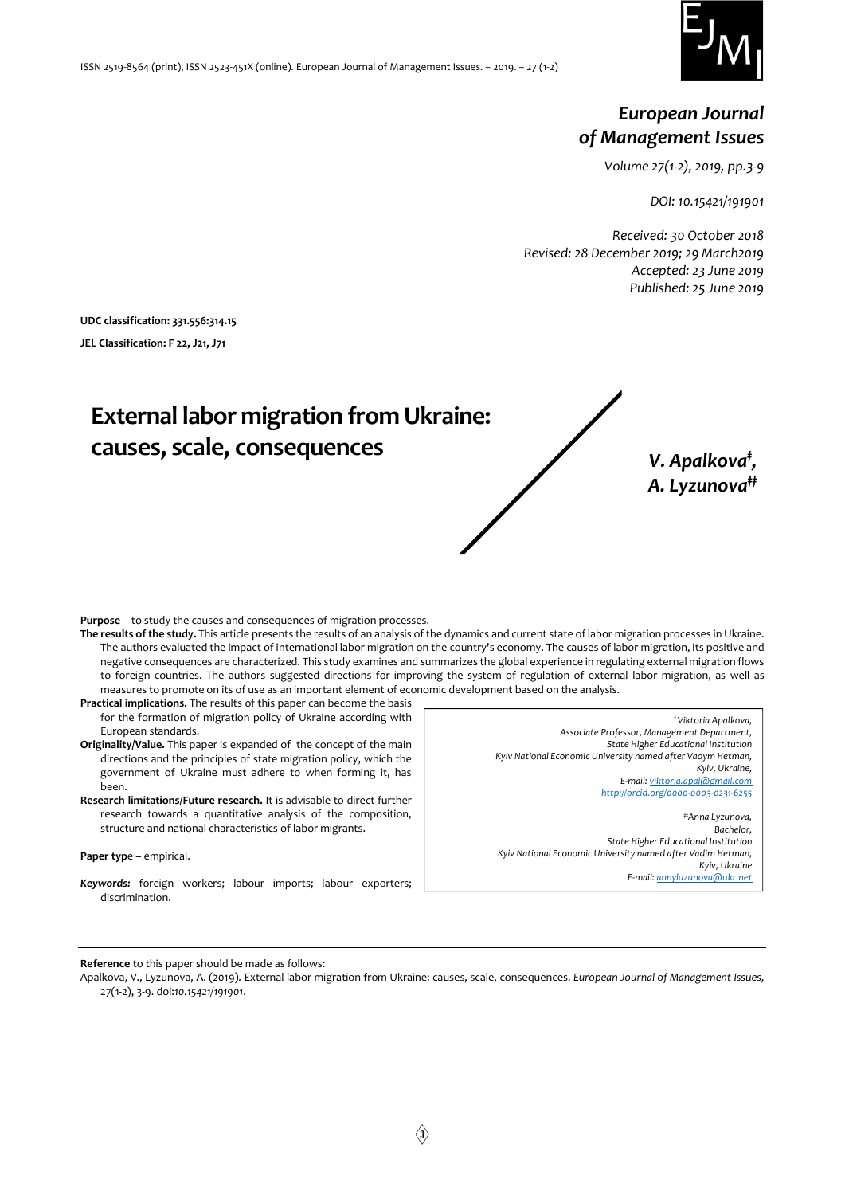# European Journal of Management Issues

*Volume 27(1-2), 2019, pp.3-9*

*DOI: 10.15421/191901*

*Received: 30 October 2018*
*Revised: 28 December 2019; 29 March2019*
*Accepted: 23 June 2019*
*Published: 25 June 2019*

**UDC classification: 331.556:314.15**

**JEL Classification: F 22, J21, J71**

# External labor migration from Ukraine: causes, scale, consequences

***V. Apalkova*[‡]*, A. Lyzunova*[‡‡]**

**Purpose** – to study the causes and consequences of migration processes.

**The results of the study.** This article presents the results of an analysis of the dynamics and current state of labor migration processes in Ukraine. The authors evaluated the impact of international labor migration on the country's economy. The causes of labor migration, its positive and negative consequences are characterized. This study examines and summarizes the global experience in regulating external migration flows to foreign countries. The authors suggested directions for improving the system of regulation of external labor migration, as well as measures to promote on its of use as an important element of economic development based on the analysis.

**Practical implications.** The results of this paper can become the basis for the formation of migration policy of Ukraine according with European standards.

**Originality/Value.** This paper is expanded of the concept of the main directions and the principles of state migration policy, which the government of Ukraine must adhere to when forming it, has been.

**Research limitations/Future research.** It is advisable to direct further research towards a quantitative analysis of the composition, structure and national characteristics of labor migrants.

**Paper typ**e – empirical.

***Keywords:*** foreign workers; labour imports; labour exporters; discrimination.

> [‡]*Viktoria Apalkova,*
> *Associate Professor, Management Department,*
> *State Higher Educational Institution*
> *Kyiv National Economic University named after Vadym Hetman,*
> *Kyiv, Ukraine,*
> *E-mail: viktoria.apal@gmail.com*
> *http://orcid.org/0000-0003-0231-6255*
>
> [‡‡]*Anna Lyzunova,*
> *Bachelor,*
> *State Higher Educational Institution*
> *Kyiv National Economic University named after Vadim Hetman,*
> *Kyiv, Ukraine*
> *E-mail: annyluzunova@ukr.net*

**Reference** to this paper should be made as follows:

Apalkova, V., Lyzunova, A. (2019). External labor migration from Ukraine: causes, scale, consequences. *European Journal of Management Issues*, 27(1-2), 3-9. doi:*10.15421/191901*.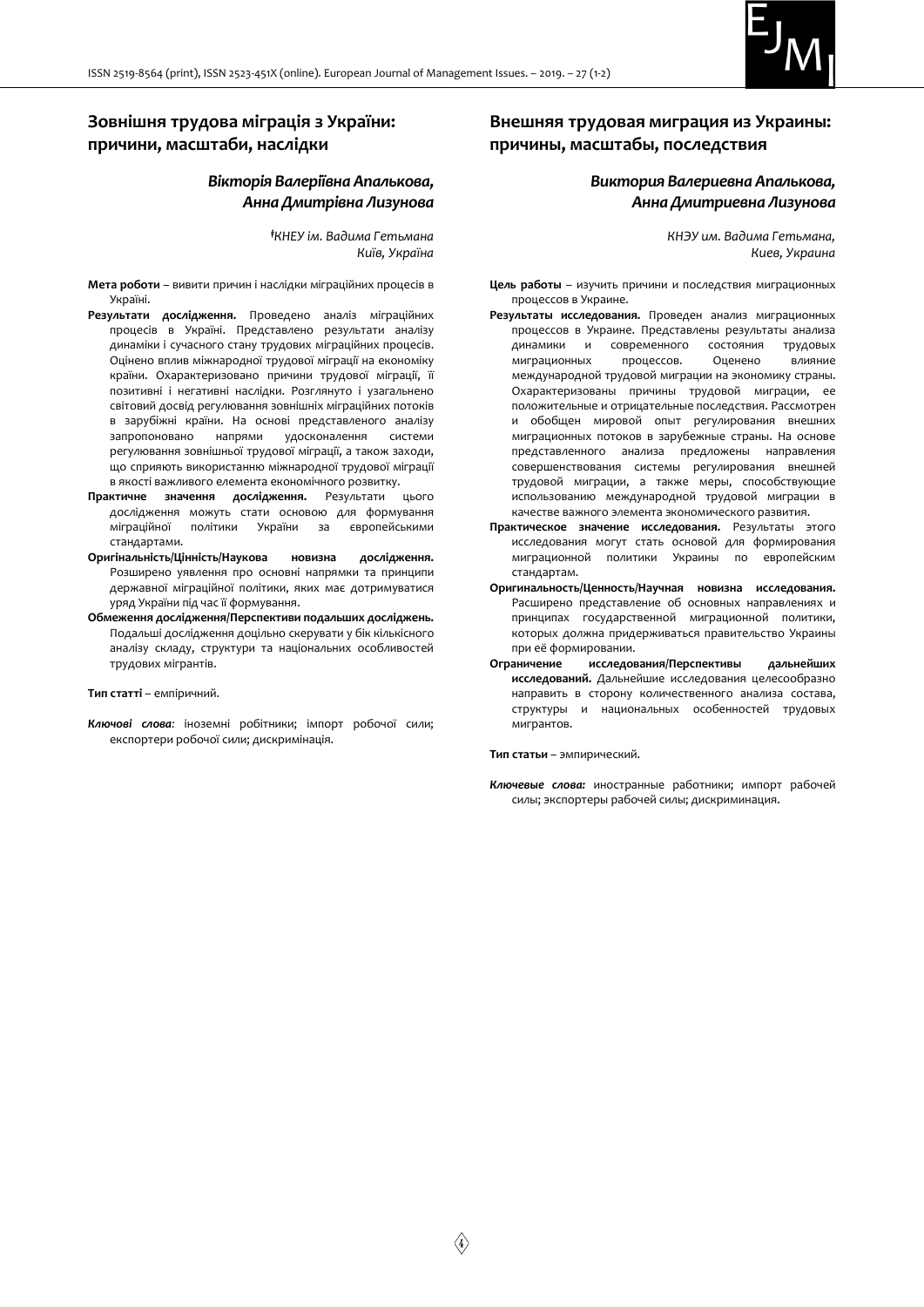## Зовнішня трудова міграція з України: причини, масштаби, наслідки

***Вікторія Валеріївна Апалькова, Анна Дмитрівна Лизунова***

*[‡]КНЕУ ім. Вадима Гетьмана
Київ, Україна*

**Мета роботи** – вивити причин і наслідки міграційних процесів в Україні.

**Результати дослідження.** Проведено аналіз міграційних процесів в Україні. Представлено результати аналізу динаміки і сучасного стану трудових міграційних процесів. Оцінено вплив міжнародної трудової міграції на економіку країни. Охарактеризовано причини трудової міграції, її позитивні і негативні наслідки. Розглянуто і узагальнено світовий досвід регулювання зовнішніх міграційних потоків в зарубіжні країни. На основі представленого аналізу запропоновано напрями удосконалення системи регулювання зовнішньої трудової міграції, а також заходи, що сприяють використанню міжнародної трудової міграції в якості важливого елемента економічного розвитку.

**Практичне значення дослідження.** Результати цього дослідження можуть стати основою для формування міграційної політики України за європейськими стандартами.

**Оригінальність/Цінність/Наукова новизна дослідження.** Розширено уявлення про основні напрямки та принципи державної міграційної політики, яких має дотримуватися уряд України під час її формування.

**Обмеження дослідження/Перспективи подальших досліджень.** Подальші дослідження доцільно скерувати у бік кількісного аналізу складу, структури та національних особливостей трудових мігрантів.

**Тип статті** – емпіричний.

***Ключові слова:*** іноземні робітники; імпорт робочої сили; експортери робочої сили; дискримінація.

## Внешняя трудовая миграция из Украины: причины, масштабы, последствия

***Виктория Валериевна Апалькова, Анна Дмитриевна Лизунова***

*КНЭУ им. Вадима Гетьмана,
Киев, Украина*

**Цель работы** – изучить причины и последствия миграционных процессов в Украине.

**Результаты исследования.** Проведен анализ миграционных процессов в Украине. Представлены результаты анализа динамики и современного состояния трудовых миграционных процессов. Оценено влияние международной трудовой миграции на экономику страны. Охарактеризованы причины трудовой миграции, ее положительные и отрицательные последствия. Рассмотрен и обобщен мировой опыт регулирования внешних миграционных потоков в зарубежные страны. На основе представленного анализа предложены направления совершенствования системы регулирования внешней трудовой миграции, а также меры, способствующие использованию международной трудовой миграции в качестве важного элемента экономического развития.

**Практическое значение исследования.** Результаты этого исследования могут стать основой для формирования миграционной политики Украины по европейским стандартам.

**Оригинальность/Ценность/Научная новизна исследования.** Расширено представление об основных направлениях и принципах государственной миграционной политики, которых должна придерживаться правительство Украины при её формировании.

**Ограничение исследования/Перспективы дальнейших исследований.** Дальнейшие исследования целесообразно направить в сторону количественного анализа состава, структуры и национальных особенностей трудовых мигрантов.

**Тип статьи** – эмпирический.

***Ключевые слова:*** иностранные работники; импорт рабочей силы; экспортеры рабочей силы; дискриминация.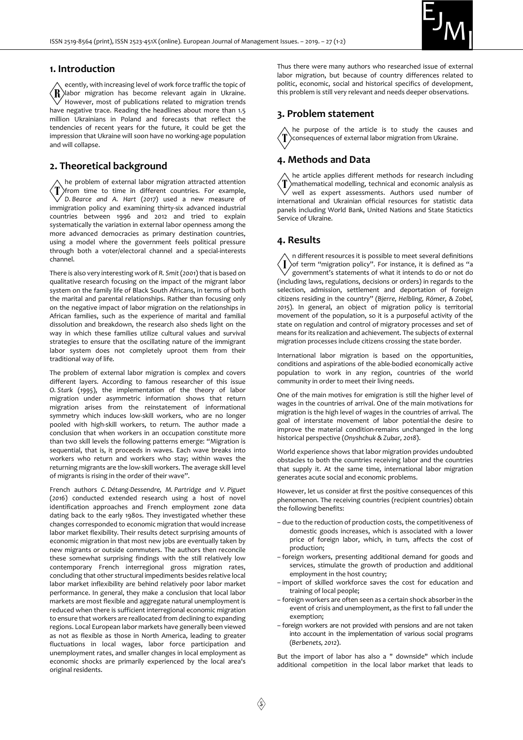## 1. Introduction

Recently, with increasing level of work force traffic the topic of labor migration has become relevant again in Ukraine. However, most of publications related to migration trends have negative trace. Reading the headlines about more than 1.5 million Ukrainians in Poland and forecasts that reflect the tendencies of recent years for the future, it could be get the impression that Ukraine will soon have no working-age population and will collapse.

## 2. Theoretical background

The problem of external labor migration attracted attention from time to time in different countries. For example, *D. Bearce and A. Hart* (*2017*) used a new measure of immigration policy and examining thirty-six advanced industrial countries between 1996 and 2012 and tried to explain systematically the variation in external labor openness among the more advanced democracies as primary destination countries, using a model where the government feels political pressure through both a voter/electoral channel and a special-interests channel.

There is also very interesting work of *R. Smit* (*2001*) that is based on qualitative research focusing on the impact of the migrant labor system on the family life of Black South Africans, in terms of both the marital and parental relationships. Rather than focusing only on the negative impact of labor migration on the relationships in African families, such as the experience of marital and familial dissolution and breakdown, the research also sheds light on the way in which these families utilize cultural values and survival strategies to ensure that the oscillating nature of the immigrant labor system does not completely uproot them from their traditional way of life.

The problem of external labor migration is complex and covers different layers. According to famous researcher of this issue *O. Stark* (1995), the implementation of the theory of labor migration under asymmetric information shows that return migration arises from the reinstatement of informational symmetry which induces low-skill workers, who are no longer pooled with high-skill workers, to return. The author made a conclusion that when workers in an occupation constitute more than two skill levels the following patterns emerge: "Migration is sequential, that is, it proceeds in waves. Each wave breaks into workers who return and workers who stay; within waves the returning migrants are the low-skill workers. The average skill level of migrants is rising in the order of their wave".

French authors *C. Détang-Dessendre, M. Partridge and V. Piguet* (*2016*) conducted extended research using a host of novel identification approaches and French employment zone data dating back to the early 1980s. They investigated whether these changes corresponded to economic migration that would increase labor market flexibility. Their results detect surprising amounts of economic migration in that most new jobs are eventually taken by new migrants or outside commuters. The authors then reconcile these somewhat surprising findings with the still relatively low contemporary French interregional gross migration rates, concluding that other structural impediments besides relative local labor market inflexibility are behind relatively poor labor market performance. In general, they make a conclusion that local labor markets are most flexible and aggregate natural unemployment is reduced when there is sufficient interregional economic migration to ensure that workers are reallocated from declining to expanding regions. Local European labor markets have generally been viewed as not as flexible as those in North America, leading to greater fluctuations in local wages, labor force participation and unemployment rates, and smaller changes in local employment as economic shocks are primarily experienced by the local area's original residents.

Thus there were many authors who researched issue of external labor migration, but because of country differences related to politic, economic, social and historical specifics of development, this problem is still very relevant and needs deeper observations.

## 3. Problem statement

The purpose of the article is to study the causes and consequences of external labor migration from Ukraine.

## 4. Methods and Data

The article applies different methods for research including mathematical modelling, technical and economic analysis as well as expert assessments. Authors used number of international and Ukrainian official resources for statistic data panels including World Bank, United Nations and State Statictics Service of Ukraine.

## 4. Results

In different resources it is possible to meet several definitions of term "migration policy". For instance, it is defined as "a government's statements of what it intends to do or not do (including laws, regulations, decisions or orders) in regards to the selection, admission, settlement and deportation of foreign citizens residing in the country" (*Bjerre, Helbling, Römer, & Zobel, 2015*). In general, an object of migration policy is territorial movement of the population, so it is a purposeful activity of the state on regulation and control of migratory processes and set of means for its realization and achievement. The subjects of external migration processes include citizens crossing the state border.

International labor migration is based on the opportunities, conditions and aspirations of the able-bodied economically active population to work in any region, countries of the world community in order to meet their living needs.

One of the main motives for emigration is still the higher level of wages in the countries of arrival. One of the main motivations for migration is the high level of wages in the countries of arrival. The goal of interstate movement of labor potential-the desire to improve the material condition-remains unchanged in the long historical perspective (*Onyshchuk & Zubar, 2018*).

World experience shows that labor migration provides undoubted obstacles to both the countries receiving labor and the countries that supply it. At the same time, international labor migration generates acute social and economic problems.

However, let us consider at first the positive consequences of this phenomenon. The receiving countries (recipient countries) obtain the following benefits:

– due to the reduction of production costs, the competitiveness of domestic goods increases, which is associated with a lower price of foreign labor, which, in turn, affects the cost of production;
– foreign workers, presenting additional demand for goods and services, stimulate the growth of production and additional employment in the host country;
– import of skilled workforce saves the cost for education and training of local people;
– foreign workers are often seen as a certain shock absorber in the event of crisis and unemployment, as the first to fall under the exemption;
– foreign workers are not provided with pensions and are not taken into account in the implementation of various social programs (*Berbenets, 2012*).

But the import of labor has also a " downside" which include additional competition in the local labor market that leads to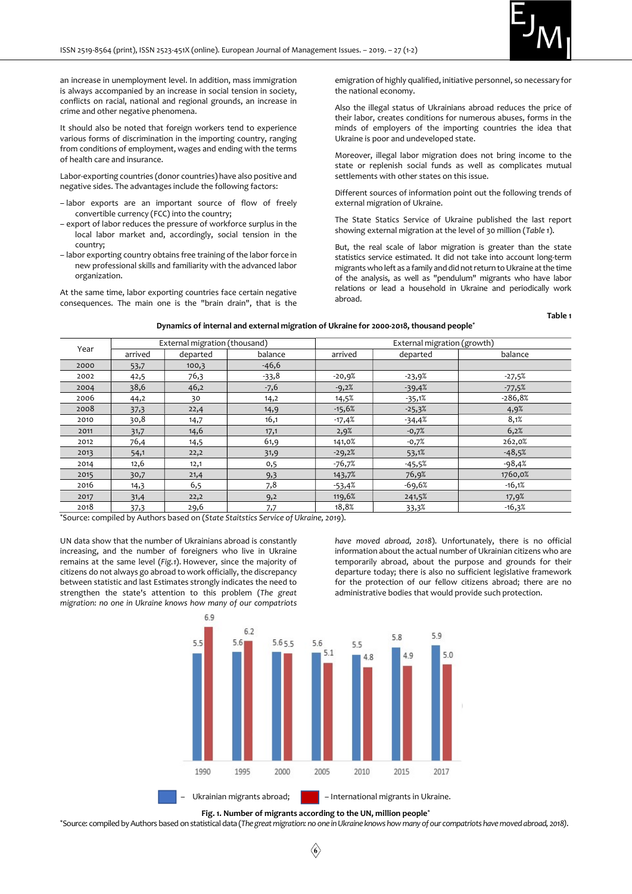an increase in unemployment level. In addition, mass immigration is always accompanied by an increase in social tension in society, conflicts on racial, national and regional grounds, an increase in crime and other negative phenomena.

It should also be noted that foreign workers tend to experience various forms of discrimination in the importing country, ranging from conditions of employment, wages and ending with the terms of health care and insurance.

Labor-exporting countries (donor countries) have also positive and negative sides. The advantages include the following factors:

- labor exports are an important source of flow of freely convertible currency (FCC) into the country;
- export of labor reduces the pressure of workforce surplus in the local labor market and, accordingly, social tension in the country;
- labor exporting country obtains free training of the labor force in new professional skills and familiarity with the advanced labor organization.

At the same time, labor exporting countries face certain negative consequences. The main one is the "brain drain", that is the emigration of highly qualified, initiative personnel, so necessary for the national economy.

Also the illegal status of Ukrainians abroad reduces the price of their labor, creates conditions for numerous abuses, forms in the minds of employers of the importing countries the idea that Ukraine is poor and undeveloped state.

Moreover, illegal labor migration does not bring income to the state or replenish social funds as well as complicates mutual settlements with other states on this issue.

Different sources of information point out the following trends of external migration of Ukraine.

The State Statics Service of Ukraine published the last report showing external migration at the level of 30 million (*Table 1*).

But, the real scale of labor migration is greater than the state statistics service estimated. It did not take into account long-term migrants who left as a family and did not return to Ukraine at the time of the analysis, as well as "pendulum" migrants who have labor relations or lead a household in Ukraine and periodically work abroad.

**Table 1**

**Dynamics of internal and external migration of Ukraine for 2000-2018, thousand people***

| Year | External migration (thousand) | | | External migration (growth) | | |
|---|---|---|---|---|---|---|
| | arrived | departed | balance | arrived | departed | balance |
| 2000 | 53,7 | 100,3 | -46,6 | | | |
| 2002 | 42,5 | 76,3 | -33,8 | -20,9% | -23,9% | -27,5% |
| 2004 | 38,6 | 46,2 | -7,6 | -9,2% | -39,4% | -77,5% |
| 2006 | 44,2 | 30 | 14,2 | 14,5% | -35,1% | -286,8% |
| 2008 | 37,3 | 22,4 | 14,9 | -15,6% | -25,3% | 4,9% |
| 2010 | 30,8 | 14,7 | 16,1 | -17,4% | -34,4% | 8,1% |
| 2011 | 31,7 | 14,6 | 17,1 | 2,9% | -0,7% | 6,2% |
| 2012 | 76,4 | 14,5 | 61,9 | 141,0% | -0,7% | 262,0% |
| 2013 | 54,1 | 22,2 | 31,9 | -29,2% | 53,1% | -48,5% |
| 2014 | 12,6 | 12,1 | 0,5 | -76,7% | -45,5% | -98,4% |
| 2015 | 30,7 | 21,4 | 9,3 | 143,7% | 76,9% | 1760,0% |
| 2016 | 14,3 | 6,5 | 7,8 | -53,4% | -69,6% | -16,1% |
| 2017 | 31,4 | 22,2 | 9,2 | 119,6% | 241,5% | 17,9% |
| 2018 | 37,3 | 29,6 | 7,7 | 18,8% | 33,3% | -16,3% |

*Source: compiled by Authors based on (*State Staitstics Service of Ukraine, 2019*).

UN data show that the number of Ukrainians abroad is constantly increasing, and the number of foreigners who live in Ukraine remains at the same level (*Fig.1*). However, since the majority of citizens do not always go abroad to work officially, the discrepancy between statistic and last Estimates strongly indicates the need to strengthen the state's attention to this problem (*The great migration: no one in Ukraine knows how many of our compatriots have moved abroad, 2018*). Unfortunately, there is no official information about the actual number of Ukrainian citizens who are temporarily abroad, about the purpose and grounds for their departure today; there is also no sufficient legislative framework for the protection of our fellow citizens abroad; there are no administrative bodies that would provide such protection.

| Year | Ukrainian migrants abroad | International migrants in Ukraine |
|---|---|---|
| 1990 | 5.5 | 6.9 |
| 1995 | 5.6 | 6.2 |
| 2000 | 5.6 | 5.5 |
| 2005 | 5.6 | 5.1 |
| 2010 | 5.5 | 4.8 |
| 2015 | 5.8 | 4.9 |
| 2017 | 5.9 | 5.0 |

**Fig. 1. Number of migrants according to the UN, million people***

*Source: compiled by Authors based on statistical data (*The great migration: no one in Ukraine knows how many of our compatriots have moved abroad, 2018*).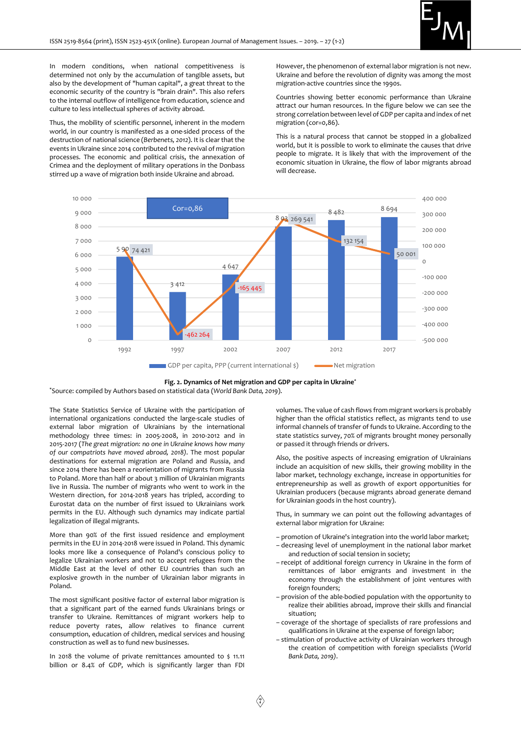In modern conditions, when national competitiveness is determined not only by the accumulation of tangible assets, but also by the development of "human capital", a great threat to the economic security of the country is "brain drain". This also refers to the internal outflow of intelligence from education, science and culture to less intellectual spheres of activity abroad.

Thus, the mobility of scientific personnel, inherent in the modern world, in our country is manifested as a one-sided process of the destruction of national science (*Berbenets, 2012*). It is clear that the events in Ukraine since 2014 contributed to the revival of migration processes. The economic and political crisis, the annexation of Crimea and the deployment of military operations in the Donbass stirred up a wave of migration both inside Ukraine and abroad.

However, the phenomenon of external labor migration is not new. Ukraine and before the revolution of dignity was among the most migration-active countries since the 1990s.

Countries showing better economic performance than Ukraine attract our human resources. In the figure below we can see the strong correlation between level of GDP per capita and index of net migration (cor=0,86).

This is a natural process that cannot be stopped in a globalized world, but it is possible to work to eliminate the causes that drive people to migrate. It is likely that with the improvement of the economic situation in Ukraine, the flow of labor migrants abroad will decrease.

**Fig. 2. Dynamics of Net migration and GDP per capita in Ukraine***

*Source: compiled by Authors based on statistical data (*World Bank Data, 2019*).

The State Statistics Service of Ukraine with the participation of international organizations conducted three large-scale studies of external labor migration of Ukrainians by the international methodology three times: in 2005-2008, in 2010-2012 and in 2015-2017 (*The great migration: no one in Ukraine knows how many of our compatriots have moved abroad, 2018*). The most popular destinations for external migration are Poland and Russia, and since 2014 there has been a reorientation of migrants from Russia to Poland. More than half or about 3 million of Ukrainian migrants live in Russia. The number of migrants who went to work in the Western direction, for 2014-2018 years has tripled, according to Eurostat data on the number of first issued to Ukrainians work permits in the EU. Although such dynamics may indicate partial legalization of illegal migrants.

More than 90% of the first issued residence and employment permits in the EU in 2014-2018 were issued in Poland. This dynamic looks more like a consequence of Poland's conscious policy to legalize Ukrainian workers and not to accept refugees from the Middle East at the level of other EU countries than such an explosive growth in the number of Ukrainian labor migrants in Poland.

The most significant positive factor of external labor migration is that a significant part of the earned funds Ukrainians brings or transfer to Ukraine. Remittances of migrant workers help to reduce poverty rates, allow relatives to finance current consumption, education of children, medical services and housing construction as well as to fund new businesses.

In 2018 the volume of private remittances amounted to $ 11.11 billion or 8.4% of GDP, which is significantly larger than FDI volumes. The value of cash flows from migrant workers is probably higher than the official statistics reflect, as migrants tend to use informal channels of transfer of funds to Ukraine. According to the state statistics survey, 70% of migrants brought money personally or passed it through friends or drivers.

Also, the positive aspects of increasing emigration of Ukrainians include an acquisition of new skills, their growing mobility in the labor market, technology exchange, increase in opportunities for entrepreneurship as well as growth of export opportunities for Ukrainian producers (because migrants abroad generate demand for Ukrainian goods in the host country).

Thus, in summary we can point out the following advantages of external labor migration for Ukraine:

- promotion of Ukraine's integration into the world labor market;
- decreasing level of unemployment in the national labor market and reduction of social tension in society;
- receipt of additional foreign currency in Ukraine in the form of remittances of labor emigrants and investment in the economy through the establishment of joint ventures with foreign founders;
- provision of the able-bodied population with the opportunity to realize their abilities abroad, improve their skills and financial situation;
- coverage of the shortage of specialists of rare professions and qualifications in Ukraine at the expense of foreign labor;
- stimulation of productive activity of Ukrainian workers through the creation of competition with foreign specialists (*World Bank Data, 2019*).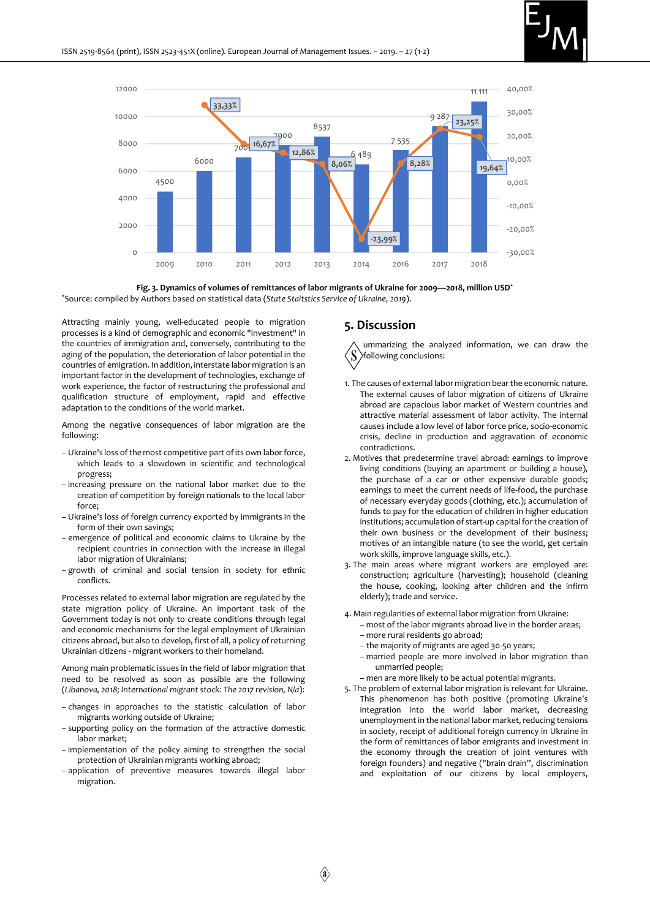**Fig. 3. Dynamics of volumes of remittances of labor migrants of Ukraine for 2009—2018, million USD***

*Source: compiled by Authors based on statistical data (*State Staitstics Service of Ukraine, 2019*).

Attracting mainly young, well-educated people to migration processes is a kind of demographic and economic "investment" in the countries of immigration and, conversely, contributing to the aging of the population, the deterioration of labor potential in the countries of emigration. In addition, interstate labor migration is an important factor in the development of technologies, exchange of work experience, the factor of restructuring the professional and qualification structure of employment, rapid and effective adaptation to the conditions of the world market.

Among the negative consequences of labor migration are the following:

– Ukraine's loss of the most competitive part of its own labor force, which leads to a slowdown in scientific and technological progress;
– increasing pressure on the national labor market due to the creation of competition by foreign nationals to the local labor force;
– Ukraine's loss of foreign currency exported by immigrants in the form of their own savings;
– emergence of political and economic claims to Ukraine by the recipient countries in connection with the increase in illegal labor migration of Ukrainians;
– growth of criminal and social tension in society for ethnic conflicts.

Processes related to external labor migration are regulated by the state migration policy of Ukraine. An important task of the Government today is not only to create conditions through legal and economic mechanisms for the legal employment of Ukrainian citizens abroad, but also to develop, first of all, a policy of returning Ukrainian citizens - migrant workers to their homeland.

Among main problematic issues in the field of labor migration that need to be resolved as soon as possible are the following (*Libanova, 2018; International migrant stock: The 2017 revision, N/a*):

– changes in approaches to the statistic calculation of labor migrants working outside of Ukraine;
– supporting policy on the formation of the attractive domestic labor market;
– implementation of the policy aiming to strengthen the social protection of Ukrainian migrants working abroad;
– application of preventive measures towards illegal labor migration.

## 5. Discussion

Summarizing the analyzed information, we can draw the following conclusions:

1. The causes of external labor migration bear the economic nature. The external causes of labor migration of citizens of Ukraine abroad are capacious labor market of Western countries and attractive material assessment of labor activity. The internal causes include a low level of labor force price, socio-economic crisis, decline in production and aggravation of economic contradictions.
2. Motives that predetermine travel abroad: earnings to improve living conditions (buying an apartment or building a house), the purchase of a car or other expensive durable goods; earnings to meet the current needs of life-food, the purchase of necessary everyday goods (clothing, etc.); accumulation of funds to pay for the education of children in higher education institutions; accumulation of start-up capital for the creation of their own business or the development of their business; motives of an intangible nature (to see the world, get certain work skills, improve language skills, etc.).
3. The main areas where migrant workers are employed are: construction; agriculture (harvesting); household (cleaning the house, cooking, looking after children and the infirm elderly); trade and service.
4. Main regularities of external labor migration from Ukraine:
   – most of the labor migrants abroad live in the border areas;
   – more rural residents go abroad;
   – the majority of migrants are aged 30-50 years;
   – married people are more involved in labor migration than unmarried people;
   – men are more likely to be actual potential migrants.
5. The problem of external labor migration is relevant for Ukraine. This phenomenon has both positive (promoting Ukraine's integration into the world labor market, decreasing unemployment in the national labor market, reducing tensions in society, receipt of additional foreign currency in Ukraine in the form of remittances of labor emigrants and investment in the economy through the creation of joint ventures with foreign founders) and negative ("brain drain", discrimination and exploitation of our citizens by local employers,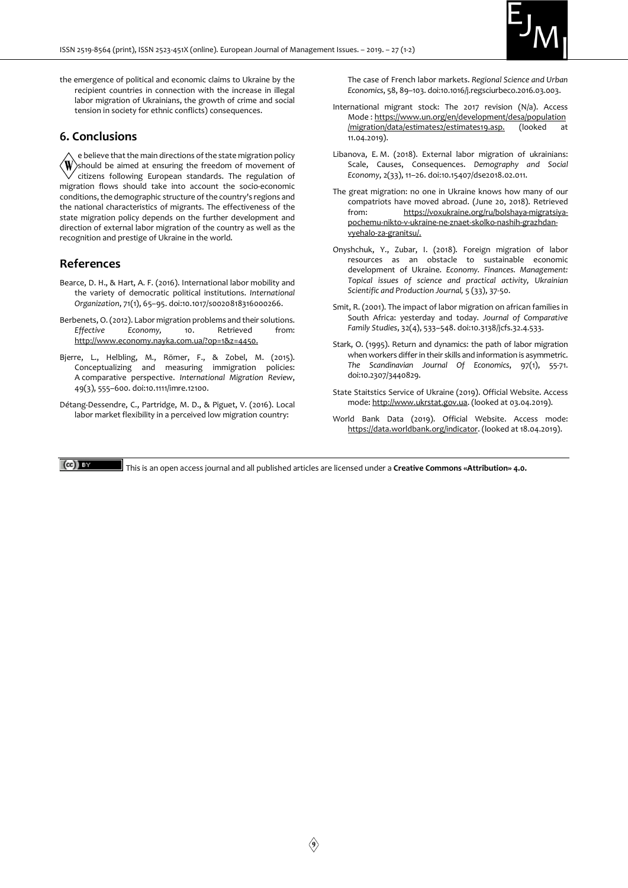the emergence of political and economic claims to Ukraine by the recipient countries in connection with the increase in illegal labor migration of Ukrainians, the growth of crime and social tension in society for ethnic conflicts) consequences.

## 6. Conclusions

We believe that the main directions of the state migration policy should be aimed at ensuring the freedom of movement of citizens following European standards. The regulation of migration flows should take into account the socio-economic conditions, the demographic structure of the country's regions and the national characteristics of migrants. The effectiveness of the state migration policy depends on the further development and direction of external labor migration of the country as well as the recognition and prestige of Ukraine in the world.

## References

Bearce, D. H., & Hart, A. F. (2016). International labor mobility and the variety of democratic political institutions. *International Organization*, 71(1), 65–95. doi:10.1017/s0020818316000266.

Berbenets, O. (2012). Labor migration problems and their solutions. *Effective Economy*, 10. Retrieved from: http://www.economy.nayka.com.ua/?op=1&z=4450.

Bjerre, L., Helbling, M., Römer, F., & Zobel, M. (2015). Conceptualizing and measuring immigration policies: A comparative perspective. *International Migration Review*, 49(3), 555–600. doi:10.1111/imre.12100.

Détang-Dessendre, C., Partridge, M. D., & Piguet, V. (2016). Local labor market flexibility in a perceived low migration country: The case of French labor markets. *Regional Science and Urban Economics*, 58, 89–103. doi:10.1016/j.regsciurbeco.2016.03.003.

International migrant stock: The 2017 revision (N/a). Access Mode : https://www.un.org/en/development/desa/population/migration/data/estimates2/estimates19.asp. (looked at 11.04.2019).

Libanova, E. M. (2018). External labor migration of ukrainians: Scale, Causes, Consequences. *Demography and Social Economy*, 2(33), 11–26. doi:10.15407/dse2018.02.011.

The great migration: no one in Ukraine knows how many of our compatriots have moved abroad. (June 20, 2018). Retrieved from: https://voxukraine.org/ru/bolshaya-migratsiya-pochemu-nikto-v-ukraine-ne-znaet-skolko-nashih-grazhdan-vyehalo-za-granitsu/.

Onyshchuk, Y., Zubar, I. (2018). Foreign migration of labor resources as an obstacle to sustainable economic development of Ukraine. *Economy. Finances. Management: Topical issues of science and practical activity, Ukrainian Scientific and Production Journal*, 5 (33), 37-50.

Smit, R. (2001). The impact of labor migration on african families in South Africa: yesterday and today. *Journal of Comparative Family Studies*, 32(4), 533–548. doi:10.3138/jcfs.32.4.533.

Stark, O. (1995). Return and dynamics: the path of labor migration when workers differ in their skills and information is asymmetric. *The Scandinavian Journal Of Economics*, 97(1), 55-71. doi:10.2307/3440829.

State Staitstics Service of Ukraine (2019). Official Website. Access mode: http://www.ukrstat.gov.ua. (looked at 03.04.2019).

World Bank Data (2019). Official Website. Access mode: https://data.worldbank.org/indicator. (looked at 18.04.2019).

This is an open access journal and all published articles are licensed under a **Creative Commons «Attribution» 4.0.**